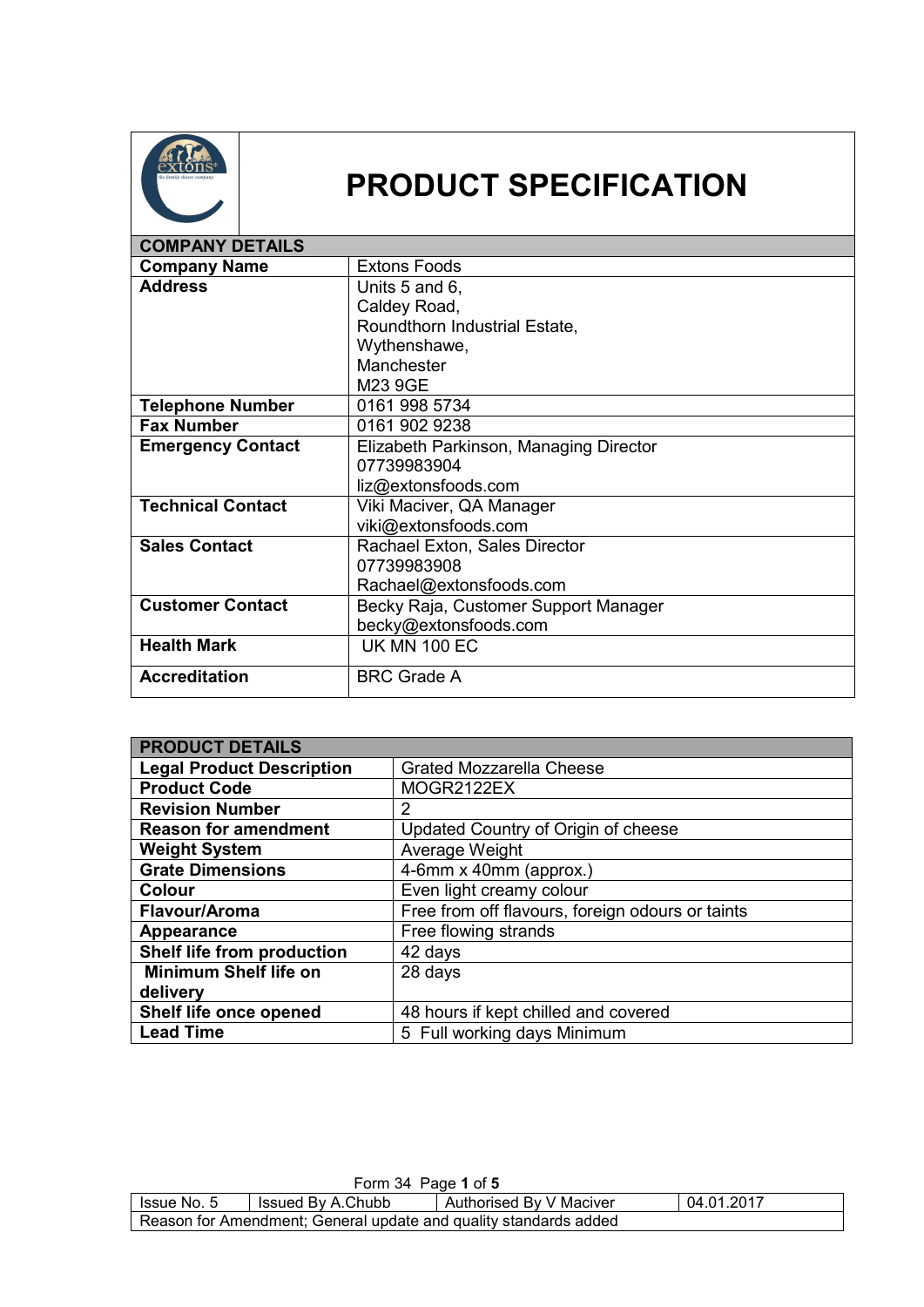# PRODUCT SPECIFICATION

| COMPANY DETAILS | |
|---|---|
| **Company Name** | Extons Foods |
| **Address** | Units 5 and 6,<br>Caldey Road,<br>Roundthorn Industrial Estate,<br>Wythenshawe,<br>Manchester<br>M23 9GE |
| **Telephone Number** | 0161 998 5734 |
| **Fax Number** | 0161 902 9238 |
| **Emergency Contact** | Elizabeth Parkinson, Managing Director<br>07739983904<br>liz@extonsfoods.com |
| **Technical Contact** | Viki Maciver, QA Manager<br>viki@extonsfoods.com |
| **Sales Contact** | Rachael Exton, Sales Director<br>07739983908<br>Rachael@extonsfoods.com |
| **Customer Contact** | Becky Raja, Customer Support Manager<br>becky@extonsfoods.com |
| **Health Mark** | UK MN 100 EC |
| **Accreditation** | BRC Grade A |

| PRODUCT DETAILS | |
|---|---|
| **Legal Product Description** | Grated Mozzarella Cheese |
| **Product Code** | MOGR2122EX |
| **Revision Number** | 2 |
| **Reason for amendment** | Updated Country of Origin of cheese |
| **Weight System** | Average Weight |
| **Grate Dimensions** | 4-6mm x 40mm (approx.) |
| **Colour** | Even light creamy colour |
| **Flavour/Aroma** | Free from off flavours, foreign odours or taints |
| **Appearance** | Free flowing strands |
| **Shelf life from production** | 42 days |
| **Minimum Shelf life on delivery** | 28 days |
| **Shelf life once opened** | 48 hours if kept chilled and covered |
| **Lead Time** | 5 Full working days Minimum |

Form 34

| Issue No. 5 | Issued By A.Chubb | Authorised By V Maciver | 04.01.2017 |
|---|---|---|---|
| Reason for Amendment; General update and quality standards added | | | |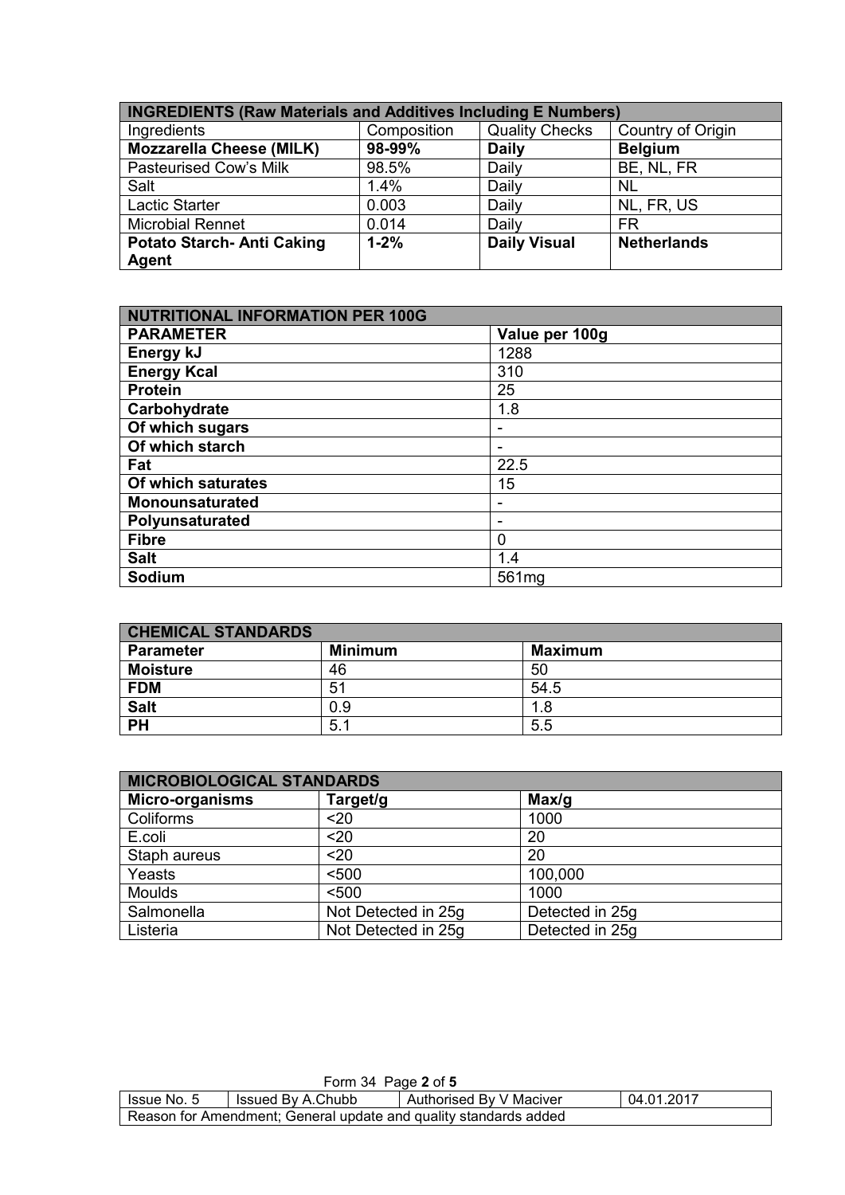| INGREDIENTS (Raw Materials and Additives Including E Numbers) | | | |
|---|---|---|---|
| Ingredients | Composition | Quality Checks | Country of Origin |
| **Mozzarella Cheese (MILK)** | **98-99%** | **Daily** | **Belgium** |
| Pasteurised Cow's Milk | 98.5% | Daily | BE, NL, FR |
| Salt | 1.4% | Daily | NL |
| Lactic Starter | 0.003 | Daily | NL, FR, US |
| Microbial Rennet | 0.014 | Daily | FR |
| **Potato Starch- Anti Caking Agent** | **1-2%** | **Daily Visual** | **Netherlands** |

| NUTRITIONAL INFORMATION PER 100G | |
|---|---|
| **PARAMETER** | **Value per 100g** |
| **Energy kJ** | 1288 |
| **Energy Kcal** | 310 |
| **Protein** | 25 |
| **Carbohydrate** | 1.8 |
| **Of which sugars** | - |
| **Of which starch** | - |
| **Fat** | 22.5 |
| **Of which saturates** | 15 |
| **Monounsaturated** | - |
| **Polyunsaturated** | - |
| **Fibre** | 0 |
| **Salt** | 1.4 |
| **Sodium** | 561mg |

| CHEMICAL STANDARDS | | |
|---|---|---|
| **Parameter** | **Minimum** | **Maximum** |
| **Moisture** | 46 | 50 |
| **FDM** | 51 | 54.5 |
| **Salt** | 0.9 | 1.8 |
| **PH** | 5.1 | 5.5 |

| MICROBIOLOGICAL STANDARDS | | |
|---|---|---|
| **Micro-organisms** | **Target/g** | **Max/g** |
| Coliforms | <20 | 1000 |
| E.coli | <20 | 20 |
| Staph aureus | <20 | 20 |
| Yeasts | <500 | 100,000 |
| Moulds | <500 | 1000 |
| Salmonella | Not Detected in 25g | Detected in 25g |
| Listeria | Not Detected in 25g | Detected in 25g |

Form 34

| Issue No. 5 | Issued By A.Chubb | Authorised By V Maciver | 04.01.2017 |
|---|---|---|---|
| Reason for Amendment; General update and quality standards added | | | |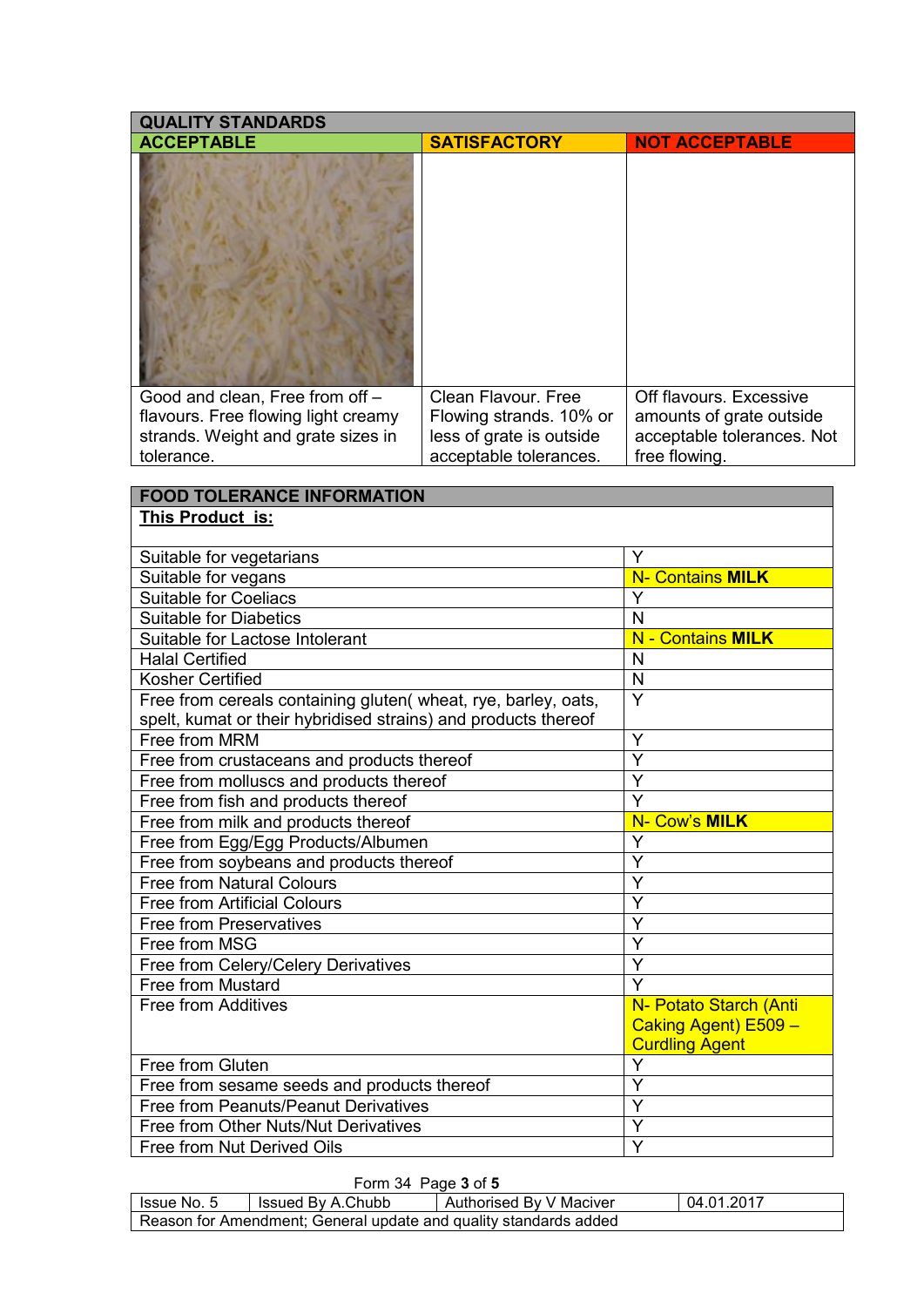| QUALITY STANDARDS | | |
|---|---|---|
| **ACCEPTABLE** | **SATISFACTORY** | **NOT ACCEPTABLE** |
| Good and clean, Free from off – flavours. Free flowing light creamy strands. Weight and grate sizes in tolerance. | Clean Flavour. Free Flowing strands. 10% or less of grate is outside acceptable tolerances. | Off flavours. Excessive amounts of grate outside acceptable tolerances. Not free flowing. |

| FOOD TOLERANCE INFORMATION | |
|---|---|
| **This Product is:** | |
| Suitable for vegetarians | Y |
| Suitable for vegans | N- Contains **MILK** |
| Suitable for Coeliacs | Y |
| Suitable for Diabetics | N |
| Suitable for Lactose Intolerant | N - Contains **MILK** |
| Halal Certified | N |
| Kosher Certified | N |
| Free from cereals containing gluten( wheat, rye, barley, oats, spelt, kumat or their hybridised strains) and products thereof | Y |
| Free from MRM | Y |
| Free from crustaceans and products thereof | Y |
| Free from molluscs and products thereof | Y |
| Free from fish and products thereof | Y |
| Free from milk and products thereof | N- Cow's **MILK** |
| Free from Egg/Egg Products/Albumen | Y |
| Free from soybeans and products thereof | Y |
| Free from Natural Colours | Y |
| Free from Artificial Colours | Y |
| Free from Preservatives | Y |
| Free from MSG | Y |
| Free from Celery/Celery Derivatives | Y |
| Free from Mustard | Y |
| Free from Additives | N- Potato Starch (Anti Caking Agent) E509 – Curdling Agent |
| Free from Gluten | Y |
| Free from sesame seeds and products thereof | Y |
| Free from Peanuts/Peanut Derivatives | Y |
| Free from Other Nuts/Nut Derivatives | Y |
| Free from Nut Derived Oils | Y |

| Issue No. 5 | Issued By A.Chubb | Authorised By V Maciver | 04.01.2017 |
|---|---|---|---|
| Reason for Amendment; General update and quality standards added | | | |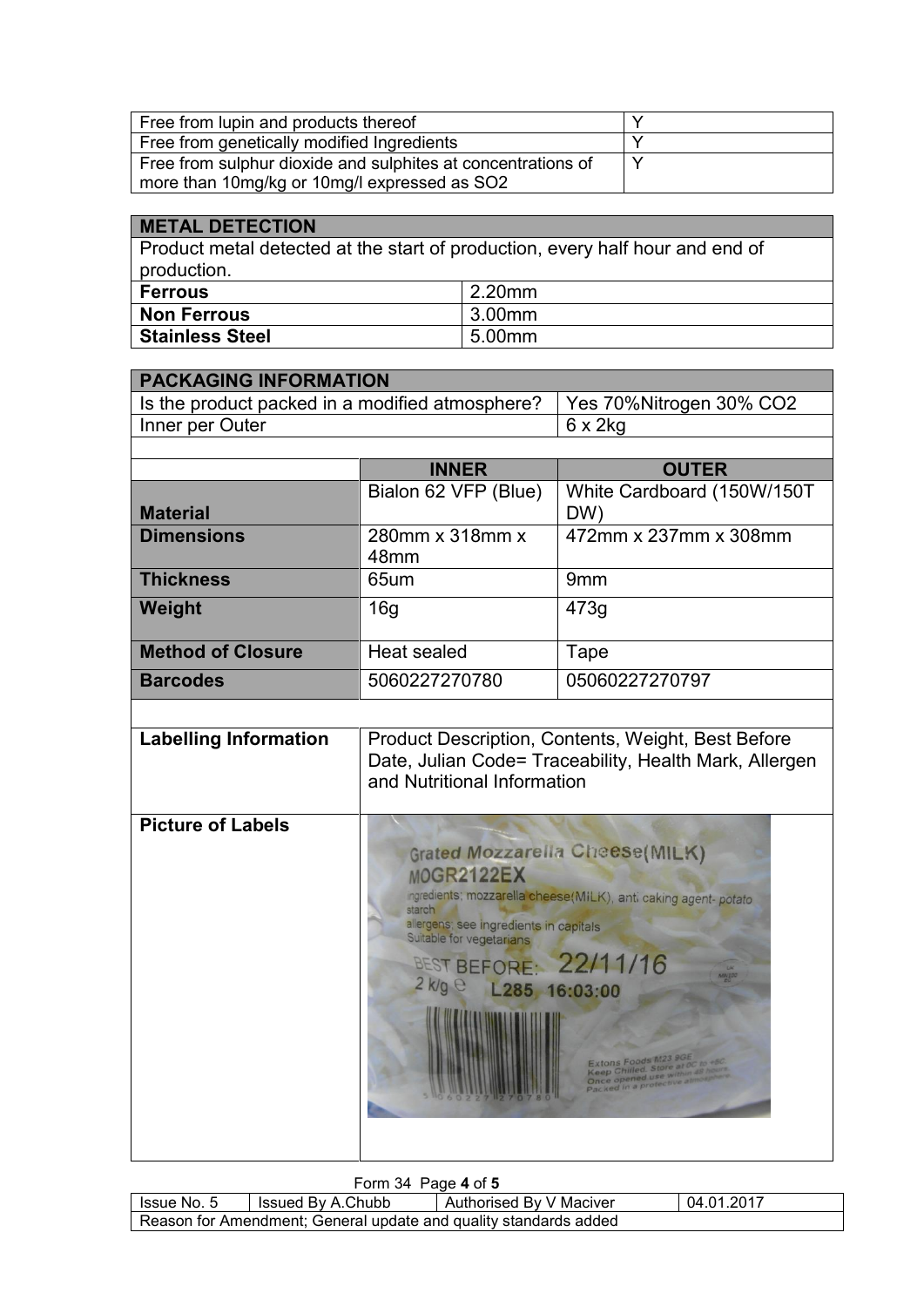| Free from lupin and products thereof | Y |
|---|---|
| Free from genetically modified Ingredients | Y |
| Free from sulphur dioxide and sulphites at concentrations of more than 10mg/kg or 10mg/l expressed as $SO_2$ | Y |

| **METAL DETECTION** | |
|---|---|
| Product metal detected at the start of production, every half hour and end of production. | |
| **Ferrous** | 2.20mm |
| **Non Ferrous** | 3.00mm |
| **Stainless Steel** | 5.00mm |

| **PACKAGING INFORMATION** | | |
|---|---|---|
| Is the product packed in a modified atmosphere? | | Yes 70%Nitrogen 30% $CO_2$ |
| Inner per Outer | | 6 x 2kg |
| | **INNER** | **OUTER** |
| **Material** | Bialon 62 VFP (Blue) | White Cardboard (150W/150T DW) |
| **Dimensions** | 280mm x 318mm x 48mm | 472mm x 237mm x 308mm |
| **Thickness** | 65um | 9mm |
| **Weight** | 16g | 473g |
| **Method of Closure** | Heat sealed | Tape |
| **Barcodes** | 5060227270780 | 05060227270797 |
| **Labelling Information** | Product Description, Contents, Weight, Best Before Date, Julian Code= Traceability, Health Mark, Allergen and Nutritional Information | |
| **Picture of Labels** | | |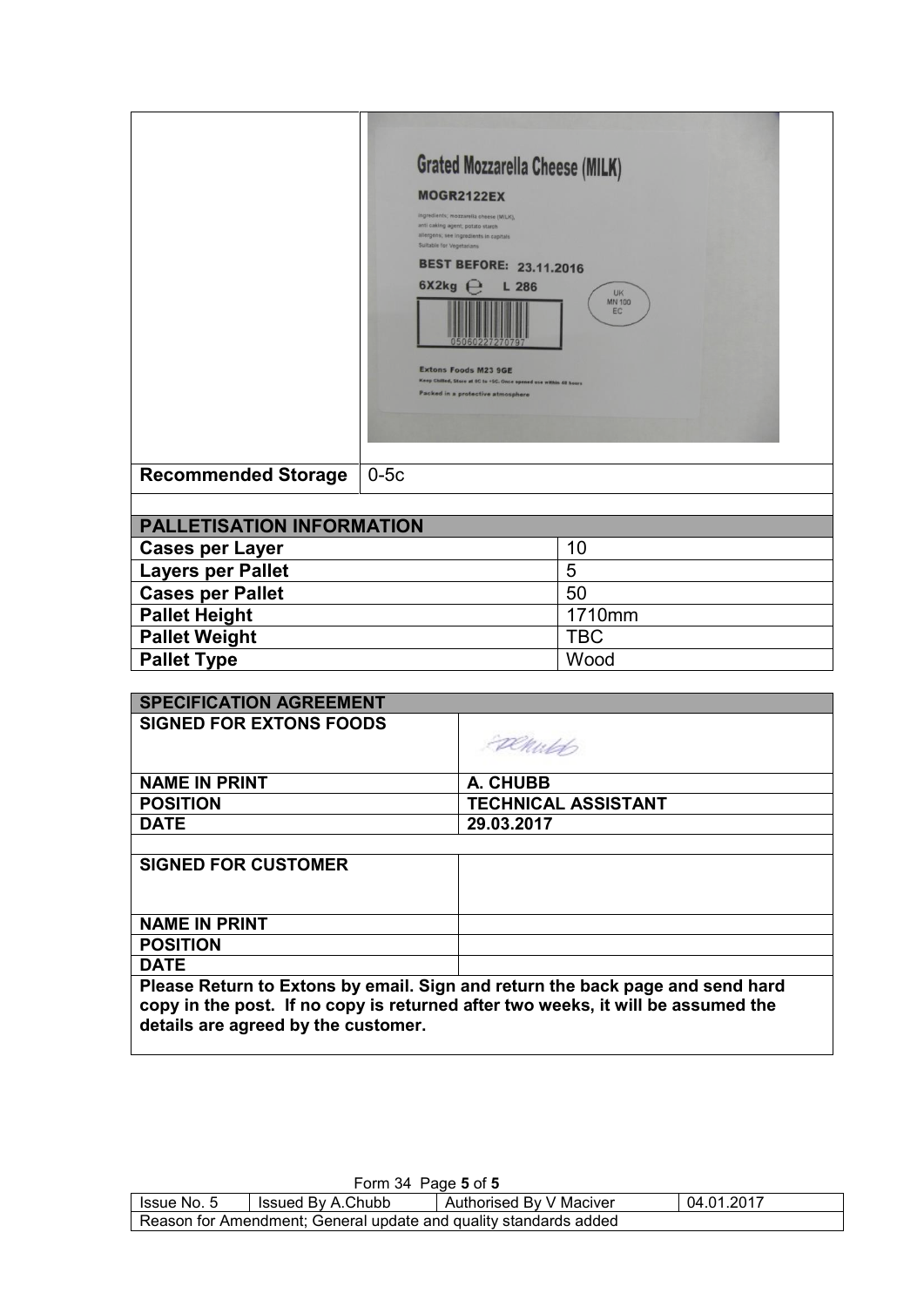| | |
|---|---|
| | Grated Mozzarella Cheese (MILK)<br>MOGR2122EX<br>Ingredients: mozzarella cheese (MILK), anti caking agent; potato starch<br>allergens; see ingredients in capitals<br>Suitable for Vegetarians<br>BEST BEFORE: 23.11.2016<br>6X2kg ℮ L 286<br>UK MN 100 EC<br>05060227270797<br>Extons Foods M23 9GE<br>Keep Chilled, Store at 0C to +5C. Once opened use within 48 hours<br>Packed in a protective atmosphere |
| **Recommended Storage** | 0-5c |

| **PALLETISATION INFORMATION** | |
|---|---|
| **Cases per Layer** | 10 |
| **Layers per Pallet** | 5 |
| **Cases per Pallet** | 50 |
| **Pallet Height** | 1710mm |
| **Pallet Weight** | TBC |
| **Pallet Type** | Wood |

| **SPECIFICATION AGREEMENT** | |
|---|---|
| **SIGNED FOR EXTONS FOODS** | AChubb |
| **NAME IN PRINT** | **A. CHUBB** |
| **POSITION** | **TECHNICAL ASSISTANT** |
| **DATE** | **29.03.2017** |
| | |
| **SIGNED FOR CUSTOMER** | |
| **NAME IN PRINT** | |
| **POSITION** | |
| **DATE** | |

**Please Return to Extons by email. Sign and return the back page and send hard copy in the post. If no copy is returned after two weeks, it will be assumed the details are agreed by the customer.**

Form 34 Page **5** of **5**

| Issue No. 5 | Issued By A.Chubb | Authorised By V Maciver | 04.01.2017 |
|---|---|---|---|
| Reason for Amendment; General update and quality standards added | | | |